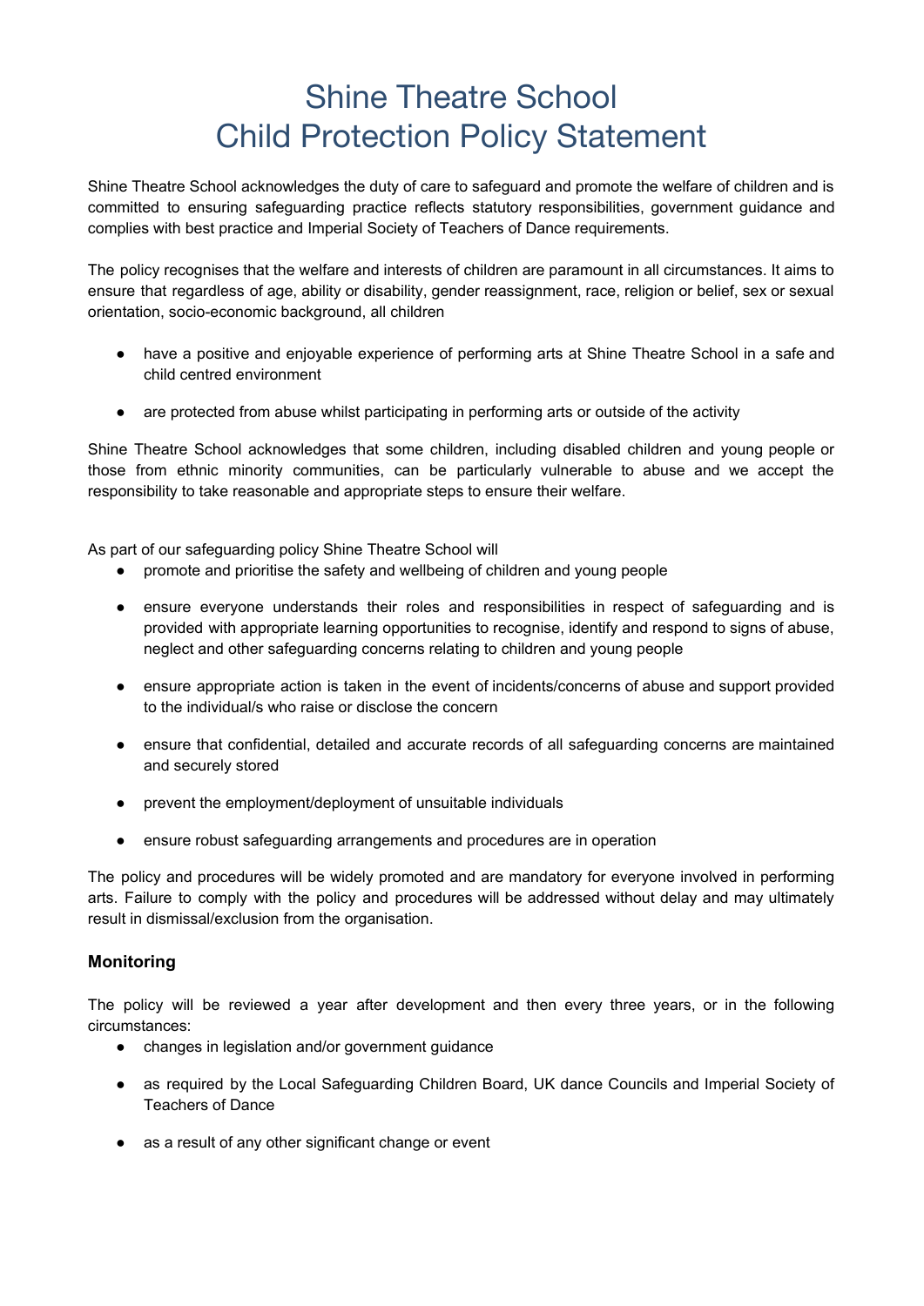# Shine Theatre School
# Child Protection Policy Statement

Shine Theatre School acknowledges the duty of care to safeguard and promote the welfare of children and is committed to ensuring safeguarding practice reflects statutory responsibilities, government guidance and complies with best practice and Imperial Society of Teachers of Dance requirements.

The policy recognises that the welfare and interests of children are paramount in all circumstances. It aims to ensure that regardless of age, ability or disability, gender reassignment, race, religion or belief, sex or sexual orientation, socio-economic background, all children

- have a positive and enjoyable experience of performing arts at Shine Theatre School in a safe and child centred environment
- are protected from abuse whilst participating in performing arts or outside of the activity

Shine Theatre School acknowledges that some children, including disabled children and young people or those from ethnic minority communities, can be particularly vulnerable to abuse and we accept the responsibility to take reasonable and appropriate steps to ensure their welfare.

As part of our safeguarding policy Shine Theatre School will

- promote and prioritise the safety and wellbeing of children and young people
- ensure everyone understands their roles and responsibilities in respect of safeguarding and is provided with appropriate learning opportunities to recognise, identify and respond to signs of abuse, neglect and other safeguarding concerns relating to children and young people
- ensure appropriate action is taken in the event of incidents/concerns of abuse and support provided to the individual/s who raise or disclose the concern
- ensure that confidential, detailed and accurate records of all safeguarding concerns are maintained and securely stored
- prevent the employment/deployment of unsuitable individuals
- ensure robust safeguarding arrangements and procedures are in operation

The policy and procedures will be widely promoted and are mandatory for everyone involved in performing arts. Failure to comply with the policy and procedures will be addressed without delay and may ultimately result in dismissal/exclusion from the organisation.

### Monitoring

The policy will be reviewed a year after development and then every three years, or in the following circumstances:

- changes in legislation and/or government guidance
- as required by the Local Safeguarding Children Board, UK dance Councils and Imperial Society of Teachers of Dance
- as a result of any other significant change or event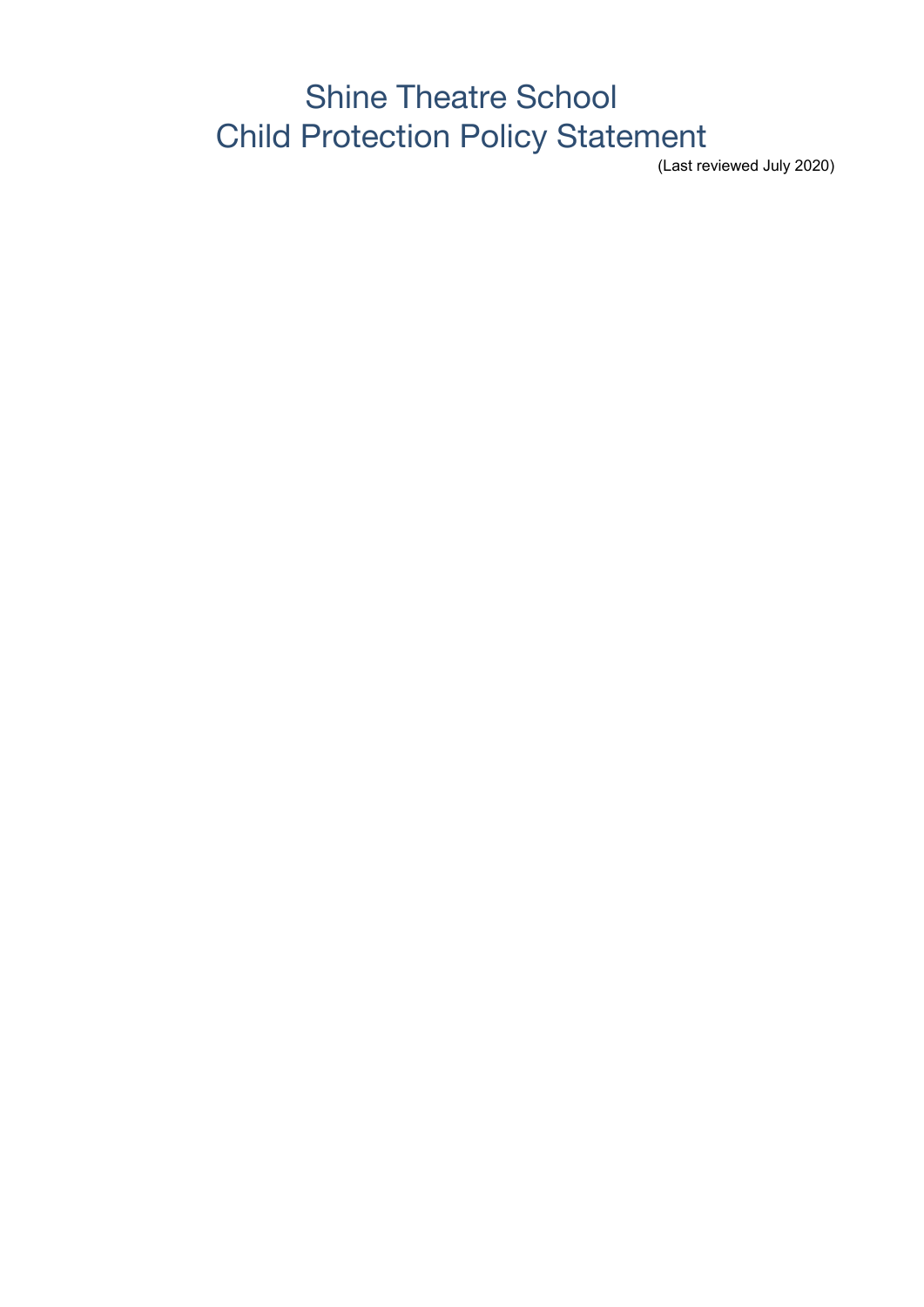# Shine Theatre School
# Child Protection Policy Statement

(Last reviewed July 2020)